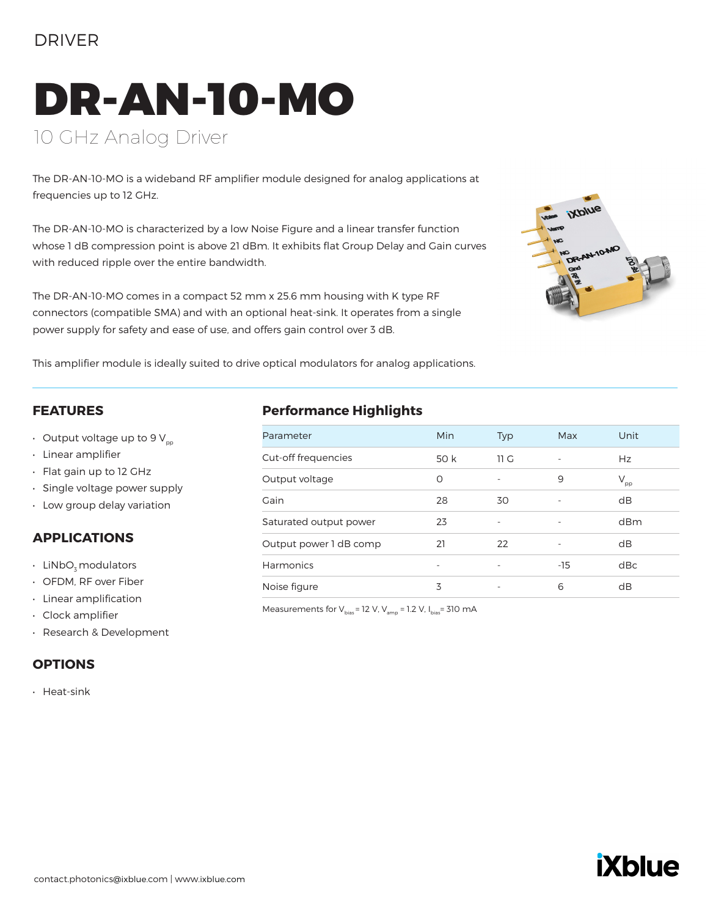DRIVER

# DR-AN-10-MO

## 10 GHz Analog Driver

The DR-AN-10-MO is a wideband RF amplifier module designed for analog applications at frequencies up to 12 GHz.

The DR-AN-10-MO is characterized by a low Noise Figure and a linear transfer function whose 1 dB compression point is above 21 dBm. It exhibits flat Group Delay and Gain curves with reduced ripple over the entire bandwidth.

The DR-AN-10-MO comes in a compact 52 mm x 25.6 mm housing with K type RF connectors (compatible SMA) and with an optional heat-sink. It operates from a single power supply for safety and ease of use, and offers gain control over 3 dB.

This amplifier module is ideally suited to drive optical modulators for analog applications.

## FEATURES

- Output voltage up to 9 $V_{pp}$
- Linear amplifier
- Flat gain up to 12 GHz
- Single voltage power supply
- Low group delay variation

## APPLICATIONS

- $LiNbO_3$ modulators
- OFDM, RF over Fiber
- Linear amplification
- Clock amplifier
- Research & Development

## OPTIONS

- Heat-sink

## Performance Highlights

| Parameter | Min | Typ | Max | Unit |
|---|---|---|---|---|
| Cut-off frequencies | 50 k | 11 G | - | Hz |
| Output voltage | 0 | - | 9 | $V_{pp}$ |
| Gain | 28 | 30 | - | dB |
| Saturated output power | 23 | - | - | dBm |
| Output power 1 dB comp | 21 | 22 | - | dB |
| Harmonics | - | - | -15 | dBc |
| Noise figure | 3 | - | 6 | dB |

Measurements for $V_{bias}$ = 12 V, $V_{amp}$ = 1.2 V, $I_{bias}$ = 310 mA

contact.photonics@ixblue.com | www.ixblue.com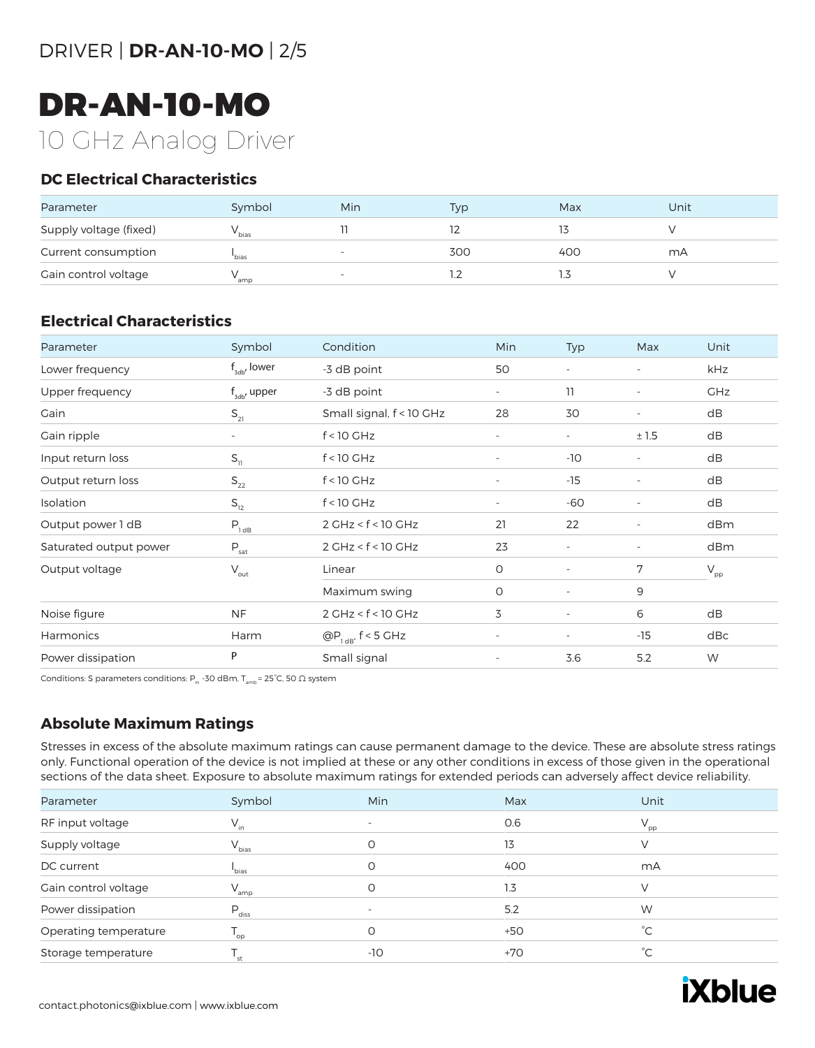# DR-AN-10-MO

10 GHz Analog Driver

## DC Electrical Characteristics

| Parameter | Symbol | Min | Typ | Max | Unit |
|---|---|---|---|---|---|
| Supply voltage (fixed) | $V_{bias}$ | 11 | 12 | 13 | V |
| Current consumption | $I_{bias}$ | - | 300 | 400 | mA |
| Gain control voltage | $V_{amp}$ | - | 1.2 | 1.3 | V |

## Electrical Characteristics

| Parameter | Symbol | Condition | Min | Typ | Max | Unit |
|---|---|---|---|---|---|---|
| Lower frequency | $f_{3db}$, lower | -3 dB point | 50 | - | - | kHz |
| Upper frequency | $f_{3db}$, upper | -3 dB point | - | 11 | - | GHz |
| Gain | $S_{21}$ | Small signal, f < 10 GHz | 28 | 30 | - | dB |
| Gain ripple | - | f < 10 GHz | - | - | ± 1.5 | dB |
| Input return loss | $S_{11}$ | f < 10 GHz | - | -10 | - | dB |
| Output return loss | $S_{22}$ | f < 10 GHz | - | -15 | - | dB |
| Isolation | $S_{12}$ | f < 10 GHz | - | -60 | - | dB |
| Output power 1 dB | $P_{1\,dB}$ | 2 GHz < f < 10 GHz | 21 | 22 | - | dBm |
| Saturated output power | $P_{sat}$ | 2 GHz < f < 10 GHz | 23 | - | - | dBm |
| Output voltage | $V_{out}$ | Linear | 0 | - | 7 | $V_{pp}$ |
| | | Maximum swing | 0 | - | 9 | |
| Noise figure | NF | 2 GHz < f < 10 GHz | 3 | - | 6 | dB |
| Harmonics | Harm | @$P_{1\,dB}$, f < 5 GHz | - | - | -15 | dBc |
| Power dissipation | P | Small signal | - | 3.6 | 5.2 | W |

Conditions: S parameters conditions: $P_{in}$ -30 dBm, $T_{amb}$ = 25°C, 50 Ω system

## Absolute Maximum Ratings

Stresses in excess of the absolute maximum ratings can cause permanent damage to the device. These are absolute stress ratings only. Functional operation of the device is not implied at these or any other conditions in excess of those given in the operational sections of the data sheet. Exposure to absolute maximum ratings for extended periods can adversely affect device reliability.

| Parameter | Symbol | Min | Max | Unit |
|---|---|---|---|---|
| RF input voltage | $V_{in}$ | - | 0.6 | $V_{pp}$ |
| Supply voltage | $V_{bias}$ | 0 | 13 | V |
| DC current | $I_{bias}$ | 0 | 400 | mA |
| Gain control voltage | $V_{amp}$ | 0 | 1.3 | V |
| Power dissipation | $P_{diss}$ | - | 5.2 | W |
| Operating temperature | $T_{op}$ | 0 | +50 | °C |
| Storage temperature | $T_{st}$ | -10 | +70 | °C |

contact.photonics@ixblue.com | www.ixblue.com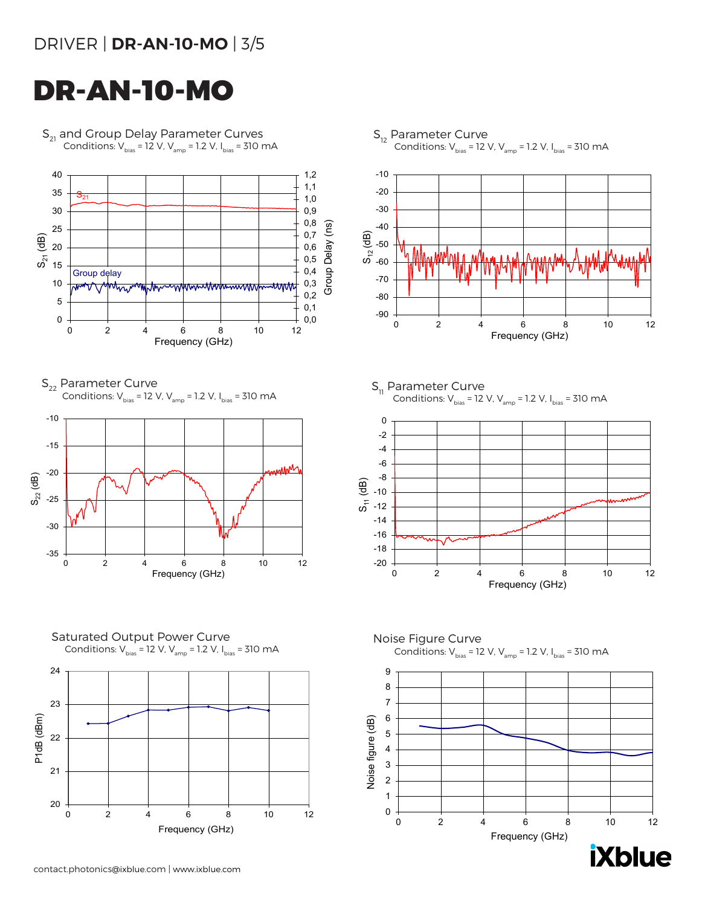# DR-AN-10-MO

## $S_{21}$ and Group Delay Parameter Curves

Conditions: $V_{bias}$ = 12 V, $V_{amp}$ = 1.2 V, $I_{bias}$ = 310 mA

## $S_{12}$ Parameter Curve

Conditions: $V_{bias}$ = 12 V, $V_{amp}$ = 1.2 V, $I_{bias}$ = 310 mA

## $S_{22}$ Parameter Curve

Conditions: $V_{bias}$ = 12 V, $V_{amp}$ = 1.2 V, $I_{bias}$ = 310 mA

## $S_{11}$ Parameter Curve

Conditions: $V_{bias}$ = 12 V, $V_{amp}$ = 1.2 V, $I_{bias}$ = 310 mA

## Saturated Output Power Curve

Conditions: $V_{bias}$ = 12 V, $V_{amp}$ = 1.2 V, $I_{bias}$ = 310 mA

## Noise Figure Curve

Conditions: $V_{bias}$ = 12 V, $V_{amp}$ = 1.2 V, $I_{bias}$ = 310 mA

contact.photonics@ixblue.com | www.ixblue.com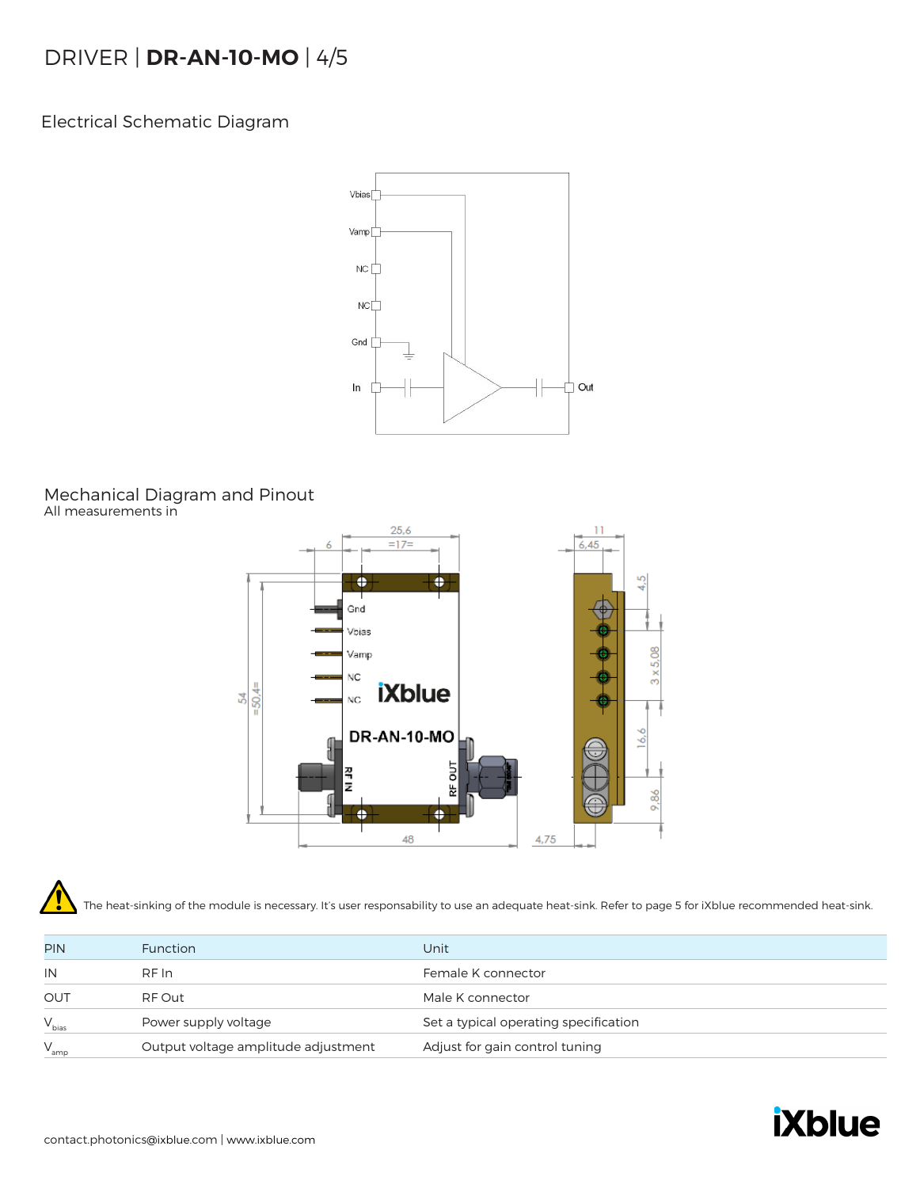## Electrical Schematic Diagram

## Mechanical Diagram and Pinout

All measurements in

The heat-sinking of the module is necessary. It's user responsability to use an adequate heat-sink. Refer to page 5 for iXblue recommended heat-sink.

| PIN | Function | Unit |
| --- | --- | --- |
| IN | RF In | Female K connector |
| OUT | RF Out | Male K connector |
| $V_{bias}$ | Power supply voltage | Set a typical operating specification |
| $V_{amp}$ | Output voltage amplitude adjustment | Adjust for gain control tuning |

contact.photonics@ixblue.com | www.ixblue.com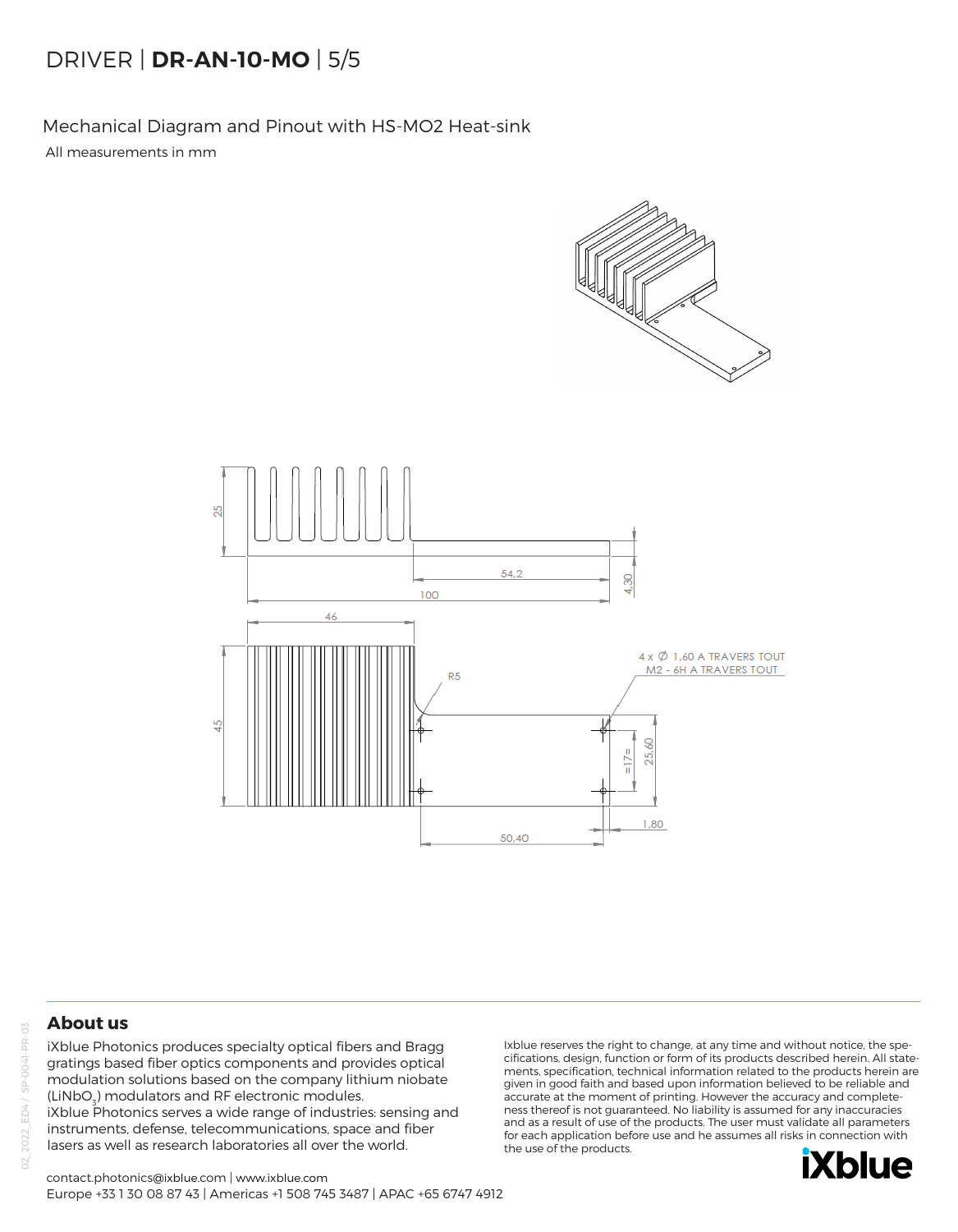# DRIVER | **DR-AN-10-MO** | 5/5

## Mechanical Diagram and Pinout with HS-MO2 Heat-sink

All measurements in mm

25

54,2

4,30

100

46

4 x Ø 1,60 A TRAVERS TOUT
M2 - 6H A TRAVERS TOUT

R5

45

=17=

25,60

1,80

50,40

## About us

iXblue Photonics produces specialty optical fibers and Bragg gratings based fiber optics components and provides optical modulation solutions based on the company lithium niobate ($LiNbO_3$) modulators and RF electronic modules.
iXblue Photonics serves a wide range of industries: sensing and instruments, defense, telecommunications, space and fiber lasers as well as research laboratories all over the world.

Ixblue reserves the right to change, at any time and without notice, the specifications, design, function or form of its products described herein. All statements, specification, technical information related to the products herein are given in good faith and based upon information believed to be reliable and accurate at the moment of printing. However the accuracy and completeness thereof is not guaranteed. No liability is assumed for any inaccuracies and as a result of use of the products. The user must validate all parameters for each application before use and he assumes all risks in connection with the use of the products.

contact.photonics@ixblue.com | www.ixblue.com
Europe +33 1 30 08 87 43 | Americas +1 508 745 3487 | APAC +65 6747 4912

02_2022_ED4 / SP-0041-PR-03